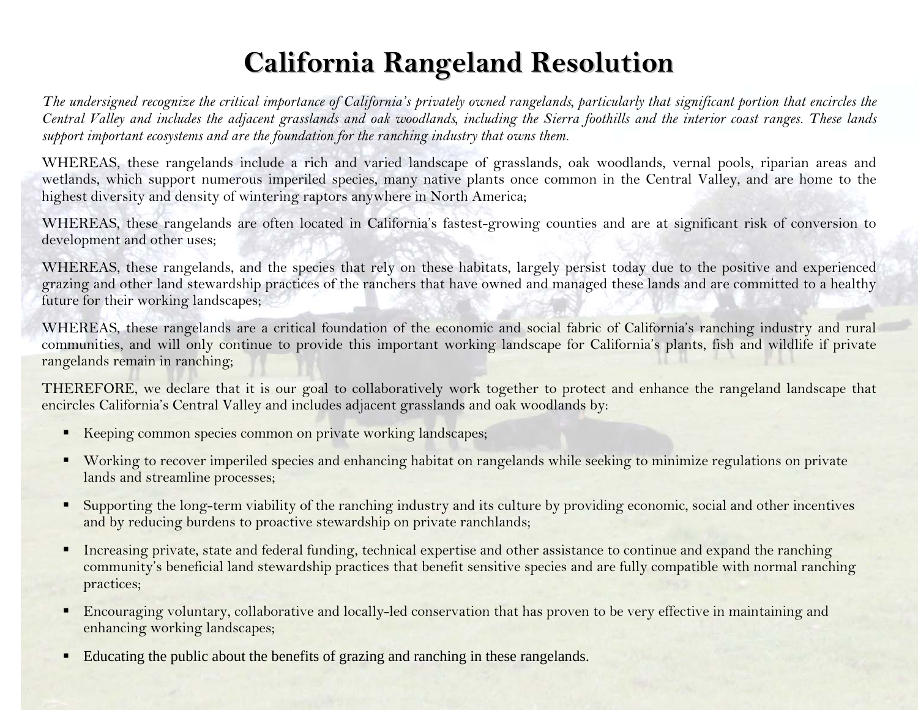# California Rangeland Resolution

*The undersigned recognize the critical importance of California's privately owned rangelands, particularly that significant portion that encircles the Central Valley and includes the adjacent grasslands and oak woodlands, including the Sierra foothills and the interior coast ranges. These lands support important ecosystems and are the foundation for the ranching industry that owns them.*

WHEREAS, these rangelands include a rich and varied landscape of grasslands, oak woodlands, vernal pools, riparian areas and wetlands, which support numerous imperiled species, many native plants once common in the Central Valley, and are home to the highest diversity and density of wintering raptors anywhere in North America;

WHEREAS, these rangelands are often located in California's fastest-growing counties and are at significant risk of conversion to development and other uses;

WHEREAS, these rangelands, and the species that rely on these habitats, largely persist today due to the positive and experienced grazing and other land stewardship practices of the ranchers that have owned and managed these lands and are committed to a healthy future for their working landscapes;

WHEREAS, these rangelands are a critical foundation of the economic and social fabric of California's ranching industry and rural communities, and will only continue to provide this important working landscape for California's plants, fish and wildlife if private rangelands remain in ranching;

THEREFORE, we declare that it is our goal to collaboratively work together to protect and enhance the rangeland landscape that encircles California's Central Valley and includes adjacent grasslands and oak woodlands by:

- Keeping common species common on private working landscapes;
- Working to recover imperiled species and enhancing habitat on rangelands while seeking to minimize regulations on private lands and streamline processes;
- Supporting the long-term viability of the ranching industry and its culture by providing economic, social and other incentives and by reducing burdens to proactive stewardship on private ranchlands;
- Increasing private, state and federal funding, technical expertise and other assistance to continue and expand the ranching community's beneficial land stewardship practices that benefit sensitive species and are fully compatible with normal ranching practices;
- Encouraging voluntary, collaborative and locally-led conservation that has proven to be very effective in maintaining and enhancing working landscapes;
- Educating the public about the benefits of grazing and ranching in these rangelands.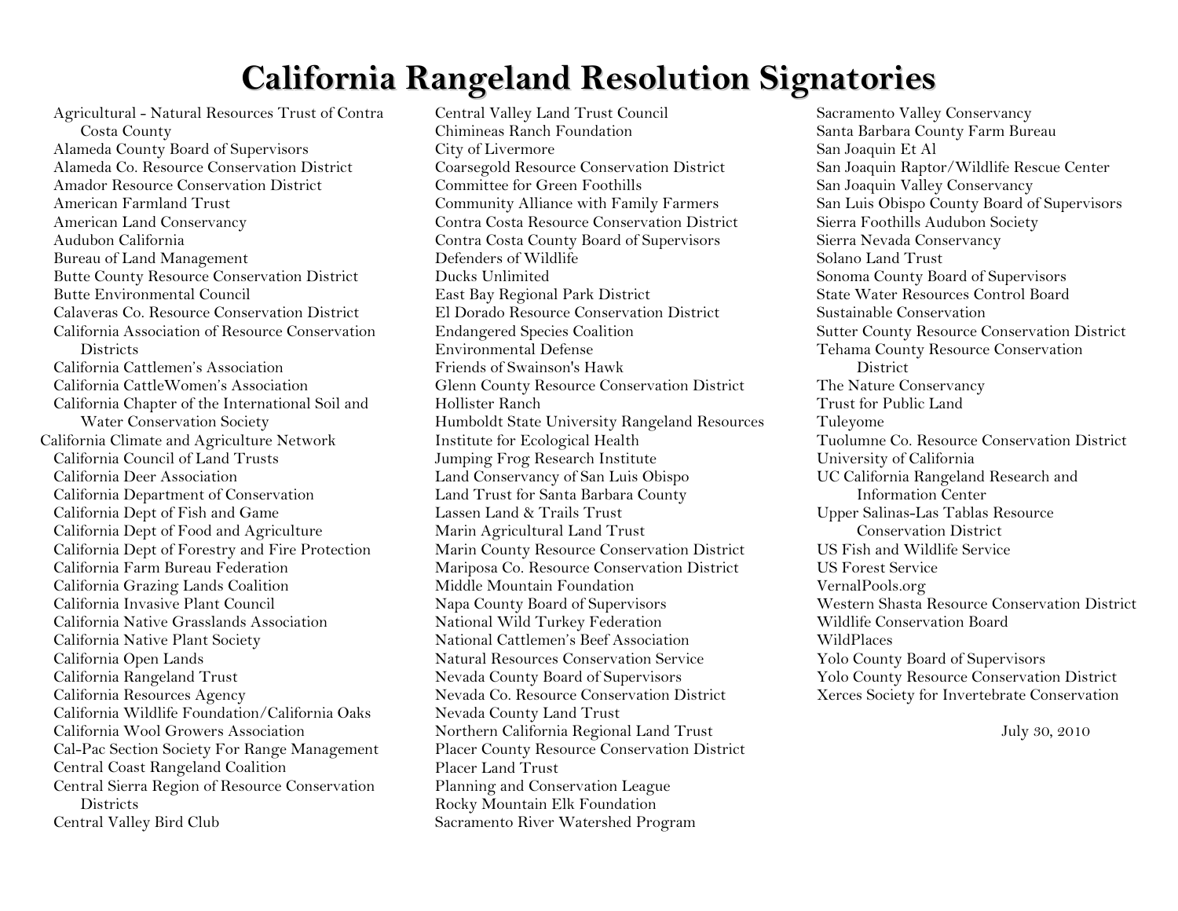# California Rangeland Resolution Signatories

Agricultural - Natural Resources Trust of Contra Costa County
Alameda County Board of Supervisors
Alameda Co. Resource Conservation District
Amador Resource Conservation District
American Farmland Trust
American Land Conservancy
Audubon California
Bureau of Land Management
Butte County Resource Conservation District
Butte Environmental Council
Calaveras Co. Resource Conservation District
California Association of Resource Conservation Districts
California Cattlemen's Association
California CattleWomen's Association
California Chapter of the International Soil and Water Conservation Society
California Climate and Agriculture Network
California Council of Land Trusts
California Deer Association
California Department of Conservation
California Dept of Fish and Game
California Dept of Food and Agriculture
California Dept of Forestry and Fire Protection
California Farm Bureau Federation
California Grazing Lands Coalition
California Invasive Plant Council
California Native Grasslands Association
California Native Plant Society
California Open Lands
California Rangeland Trust
California Resources Agency
California Wildlife Foundation/California Oaks
California Wool Growers Association
Cal-Pac Section Society For Range Management
Central Coast Rangeland Coalition
Central Sierra Region of Resource Conservation Districts
Central Valley Bird Club
Central Valley Land Trust Council
Chimineas Ranch Foundation
City of Livermore
Coarsegold Resource Conservation District
Committee for Green Foothills
Community Alliance with Family Farmers
Contra Costa Resource Conservation District
Contra Costa County Board of Supervisors
Defenders of Wildlife
Ducks Unlimited
East Bay Regional Park District
El Dorado Resource Conservation District
Endangered Species Coalition
Environmental Defense
Friends of Swainson's Hawk
Glenn County Resource Conservation District
Hollister Ranch
Humboldt State University Rangeland Resources
Institute for Ecological Health
Jumping Frog Research Institute
Land Conservancy of San Luis Obispo
Land Trust for Santa Barbara County
Lassen Land & Trails Trust
Marin Agricultural Land Trust
Marin County Resource Conservation District
Mariposa Co. Resource Conservation District
Middle Mountain Foundation
Napa County Board of Supervisors
National Wild Turkey Federation
National Cattlemen's Beef Association
Natural Resources Conservation Service
Nevada County Board of Supervisors
Nevada Co. Resource Conservation District
Nevada County Land Trust
Northern California Regional Land Trust
Placer County Resource Conservation District
Placer Land Trust
Planning and Conservation League
Rocky Mountain Elk Foundation
Sacramento River Watershed Program
Sacramento Valley Conservancy
Santa Barbara County Farm Bureau
San Joaquin Et Al
San Joaquin Raptor/Wildlife Rescue Center
San Joaquin Valley Conservancy
San Luis Obispo County Board of Supervisors
Sierra Foothills Audubon Society
Sierra Nevada Conservancy
Solano Land Trust
Sonoma County Board of Supervisors
State Water Resources Control Board
Sustainable Conservation
Sutter County Resource Conservation District
Tehama County Resource Conservation District
The Nature Conservancy
Trust for Public Land
Tuleyome
Tuolumne Co. Resource Conservation District
University of California
UC California Rangeland Research and Information Center
Upper Salinas-Las Tablas Resource Conservation District
US Fish and Wildlife Service
US Forest Service
VernalPools.org
Western Shasta Resource Conservation District
Wildlife Conservation Board
WildPlaces
Yolo County Board of Supervisors
Yolo County Resource Conservation District
Xerces Society for Invertebrate Conservation

July 30, 2010